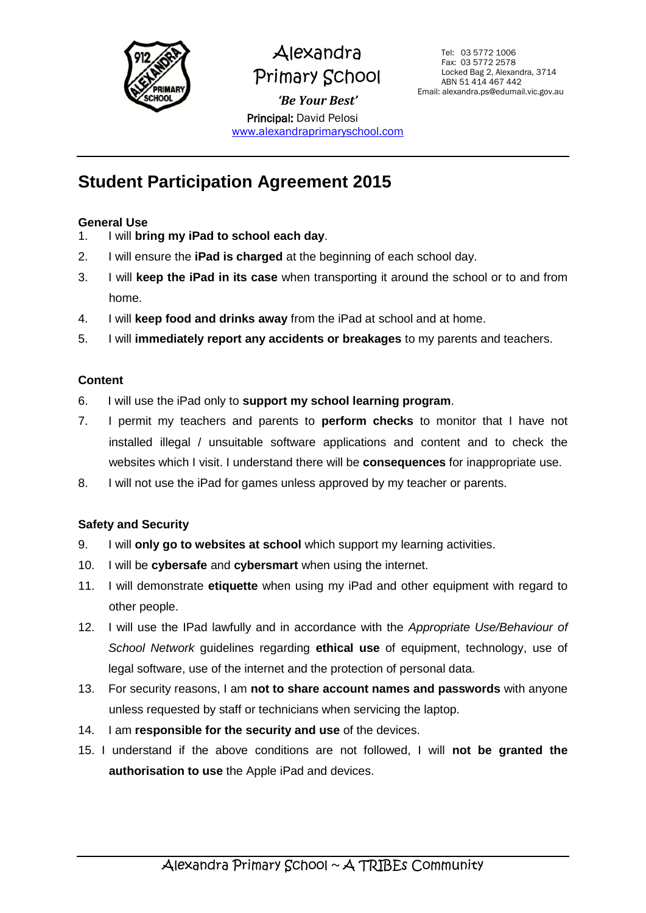Alexandra Primary School

*'Be Your Best'*

**Principal:** David Pelosi
www.alexandraprimaryschool.com

Tel: 03 5772 1006
Fax: 03 5772 2578
Locked Bag 2, Alexandra, 3714
ABN 51 414 467 442
Email: alexandra.ps@edumail.vic.gov.au

# Student Participation Agreement 2015

### General Use

1. I will **bring my iPad to school each day**.
2. I will ensure the **iPad is charged** at the beginning of each school day.
3. I will **keep the iPad in its case** when transporting it around the school or to and from home.
4. I will **keep food and drinks away** from the iPad at school and at home.
5. I will **immediately report any accidents or breakages** to my parents and teachers.

### Content

6. I will use the iPad only to **support my school learning program**.
7. I permit my teachers and parents to **perform checks** to monitor that I have not installed illegal / unsuitable software applications and content and to check the websites which I visit. I understand there will be **consequences** for inappropriate use.
8. I will not use the iPad for games unless approved by my teacher or parents.

### Safety and Security

9. I will **only go to websites at school** which support my learning activities.
10. I will be **cybersafe** and **cybersmart** when using the internet.
11. I will demonstrate **etiquette** when using my iPad and other equipment with regard to other people.
12. I will use the IPad lawfully and in accordance with the *Appropriate Use/Behaviour of School Network* guidelines regarding **ethical use** of equipment, technology, use of legal software, use of the internet and the protection of personal data.
13. For security reasons, I am **not to share account names and passwords** with anyone unless requested by staff or technicians when servicing the laptop.
14. I am **responsible for the security and use** of the devices.
15. I understand if the above conditions are not followed, I will **not be granted the authorisation to use** the Apple iPad and devices.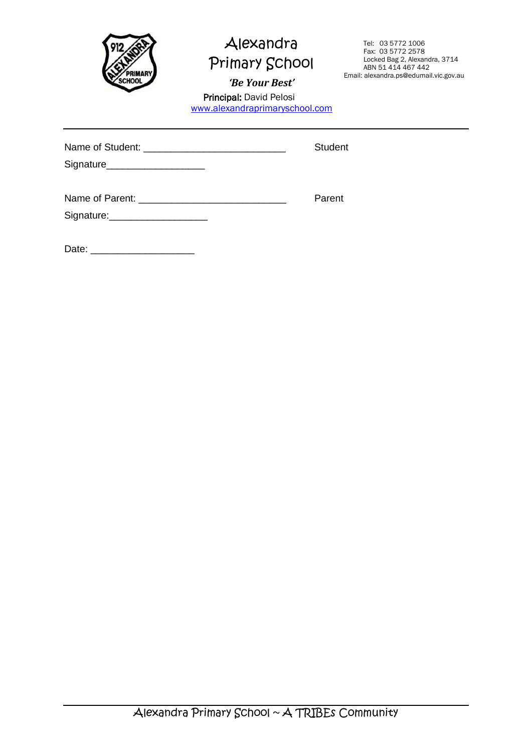# Alexandra Primary School

***'Be Your Best'***

**Principal:** David Pelosi
www.alexandraprimaryschool.com

Tel: 03 5772 1006
Fax: 03 5772 2578
Locked Bag 2, Alexandra, 3714
ABN 51 414 467 442
Email: alexandra.ps@edumail.vic.gov.au

---

Name of Student: __________________________ Student

Signature__________________

Name of Parent: ___________________________ Parent

Signature:__________________

Date: ___________________

---

Alexandra Primary School ~ A TRIBEs Community